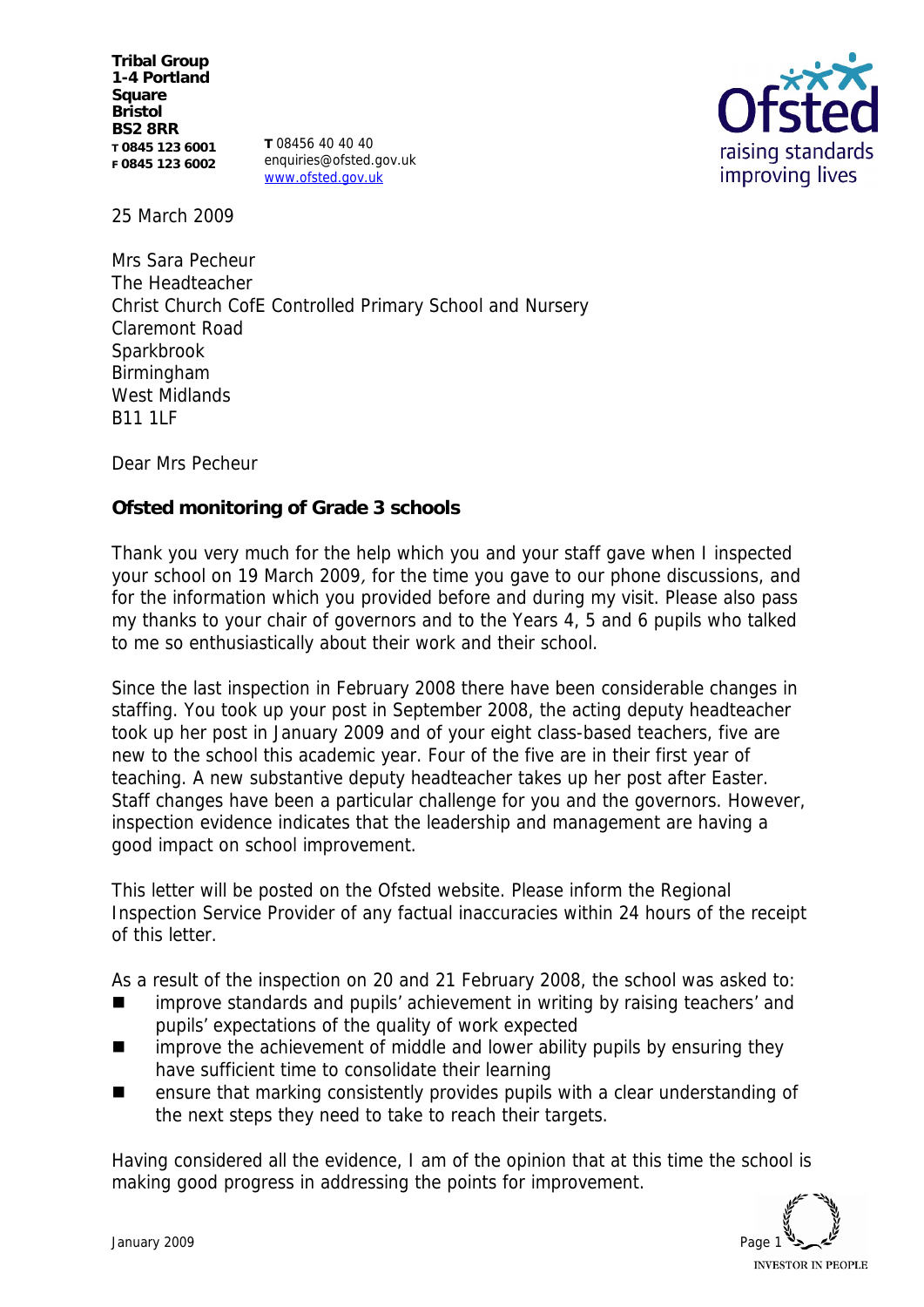**Tribal Group**
**1-4 Portland Square**
**Bristol**
**BS2 8RR**
**T 0845 123 6001**
**F 0845 123 6002**

**T** 08456 40 40 40
enquiries@ofsted.gov.uk
www.ofsted.gov.uk

Ofsted
raising standards
improving lives

25 March 2009

Mrs Sara Pecheur
The Headteacher
Christ Church CofE Controlled Primary School and Nursery
Claremont Road
Sparkbrook
Birmingham
West Midlands
B11 1LF

Dear Mrs Pecheur

**Ofsted monitoring of Grade 3 schools**

Thank you very much for the help which you and your staff gave when I inspected your school on 19 March 2009, for the time you gave to our phone discussions, and for the information which you provided before and during my visit. Please also pass my thanks to your chair of governors and to the Years 4, 5 and 6 pupils who talked to me so enthusiastically about their work and their school.

Since the last inspection in February 2008 there have been considerable changes in staffing. You took up your post in September 2008, the acting deputy headteacher took up her post in January 2009 and of your eight class-based teachers, five are new to the school this academic year. Four of the five are in their first year of teaching. A new substantive deputy headteacher takes up her post after Easter. Staff changes have been a particular challenge for you and the governors. However, inspection evidence indicates that the leadership and management are having a good impact on school improvement.

This letter will be posted on the Ofsted website. Please inform the Regional Inspection Service Provider of any factual inaccuracies within 24 hours of the receipt of this letter.

As a result of the inspection on 20 and 21 February 2008, the school was asked to:

- improve standards and pupils' achievement in writing by raising teachers' and pupils' expectations of the quality of work expected
- improve the achievement of middle and lower ability pupils by ensuring they have sufficient time to consolidate their learning
- ensure that marking consistently provides pupils with a clear understanding of the next steps they need to take to reach their targets.

Having considered all the evidence, I am of the opinion that at this time the school is making good progress in addressing the points for improvement.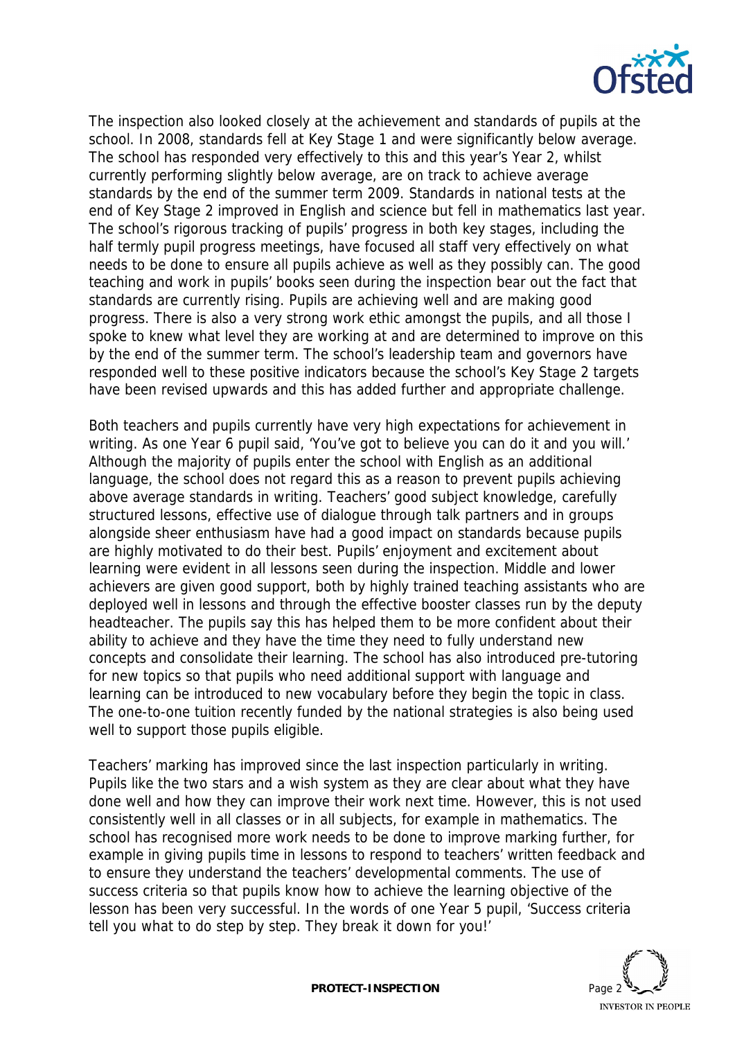The inspection also looked closely at the achievement and standards of pupils at the school. In 2008, standards fell at Key Stage 1 and were significantly below average. The school has responded very effectively to this and this year's Year 2, whilst currently performing slightly below average, are on track to achieve average standards by the end of the summer term 2009. Standards in national tests at the end of Key Stage 2 improved in English and science but fell in mathematics last year. The school's rigorous tracking of pupils' progress in both key stages, including the half termly pupil progress meetings, have focused all staff very effectively on what needs to be done to ensure all pupils achieve as well as they possibly can. The good teaching and work in pupils' books seen during the inspection bear out the fact that standards are currently rising. Pupils are achieving well and are making good progress. There is also a very strong work ethic amongst the pupils, and all those I spoke to knew what level they are working at and are determined to improve on this by the end of the summer term. The school's leadership team and governors have responded well to these positive indicators because the school's Key Stage 2 targets have been revised upwards and this has added further and appropriate challenge.

Both teachers and pupils currently have very high expectations for achievement in writing. As one Year 6 pupil said, 'You've got to believe you can do it and you will.' Although the majority of pupils enter the school with English as an additional language, the school does not regard this as a reason to prevent pupils achieving above average standards in writing. Teachers' good subject knowledge, carefully structured lessons, effective use of dialogue through talk partners and in groups alongside sheer enthusiasm have had a good impact on standards because pupils are highly motivated to do their best. Pupils' enjoyment and excitement about learning were evident in all lessons seen during the inspection. Middle and lower achievers are given good support, both by highly trained teaching assistants who are deployed well in lessons and through the effective booster classes run by the deputy headteacher. The pupils say this has helped them to be more confident about their ability to achieve and they have the time they need to fully understand new concepts and consolidate their learning. The school has also introduced pre-tutoring for new topics so that pupils who need additional support with language and learning can be introduced to new vocabulary before they begin the topic in class. The one-to-one tuition recently funded by the national strategies is also being used well to support those pupils eligible.

Teachers' marking has improved since the last inspection particularly in writing. Pupils like the two stars and a wish system as they are clear about what they have done well and how they can improve their work next time. However, this is not used consistently well in all classes or in all subjects, for example in mathematics. The school has recognised more work needs to be done to improve marking further, for example in giving pupils time in lessons to respond to teachers' written feedback and to ensure they understand the teachers' developmental comments. The use of success criteria so that pupils know how to achieve the learning objective of the lesson has been very successful. In the words of one Year 5 pupil, 'Success criteria tell you what to do step by step. They break it down for you!'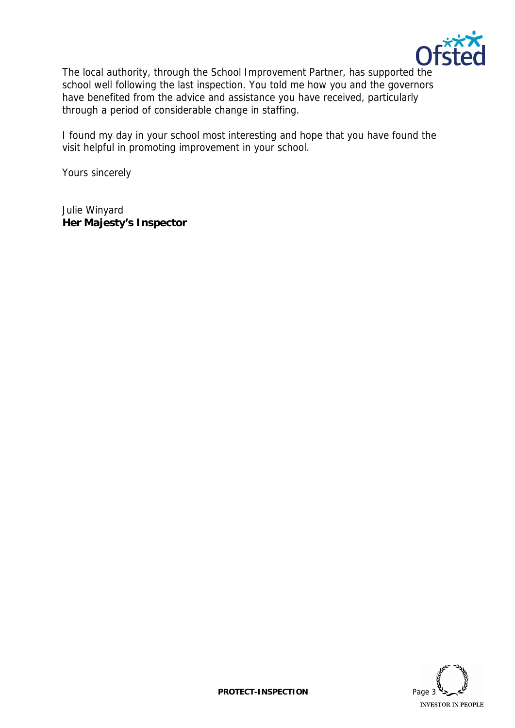The local authority, through the School Improvement Partner, has supported the school well following the last inspection. You told me how you and the governors have benefited from the advice and assistance you have received, particularly through a period of considerable change in staffing.

I found my day in your school most interesting and hope that you have found the visit helpful in promoting improvement in your school.

Yours sincerely

Julie Winyard
**Her Majesty's Inspector**